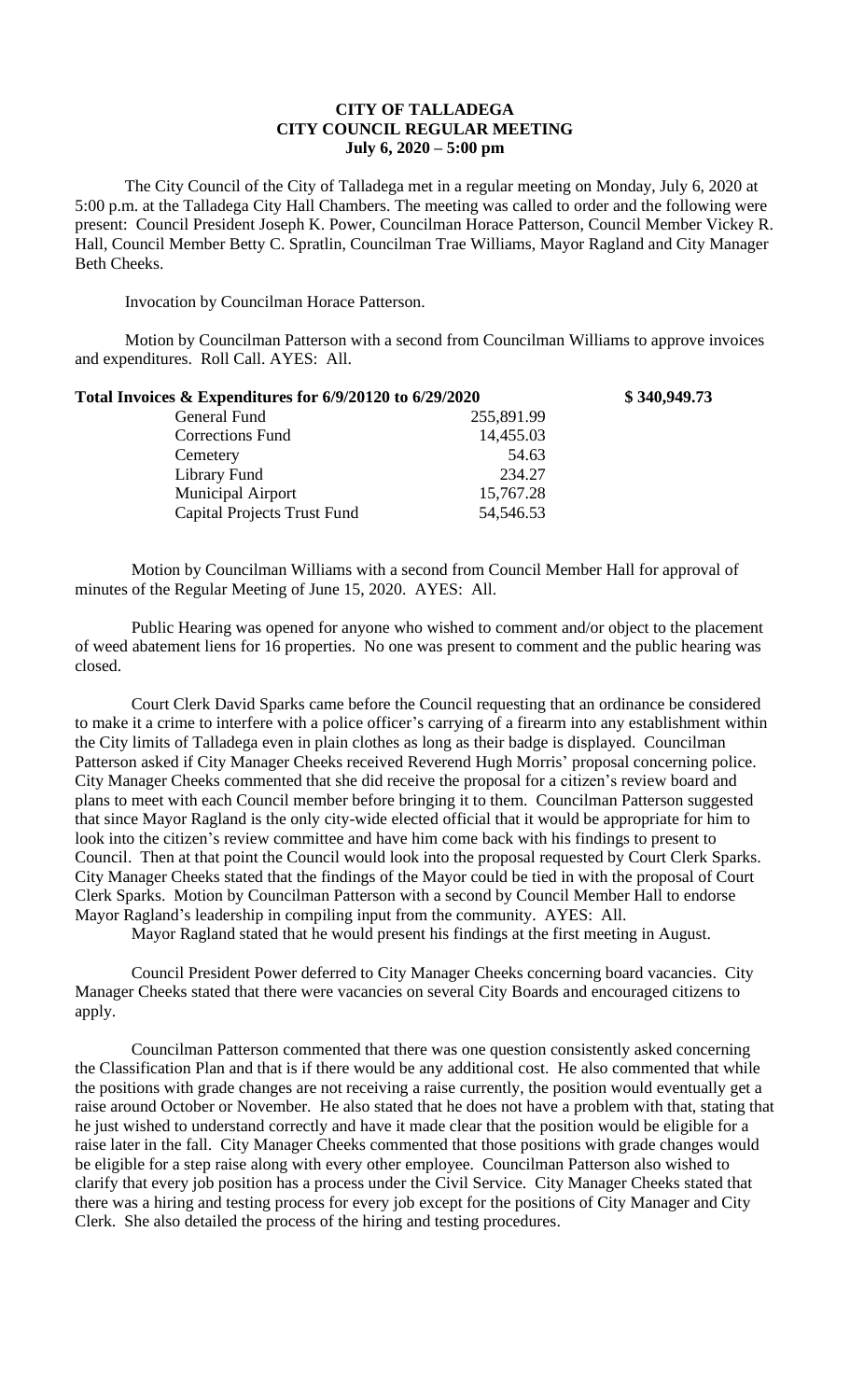# CITY OF TALLADEGA
## CITY COUNCIL REGULAR MEETING
### July 6, 2020 – 5:00 pm

The City Council of the City of Talladega met in a regular meeting on Monday, July 6, 2020 at 5:00 p.m. at the Talladega City Hall Chambers. The meeting was called to order and the following were present: Council President Joseph K. Power, Councilman Horace Patterson, Council Member Vickey R. Hall, Council Member Betty C. Spratlin, Councilman Trae Williams, Mayor Ragland and City Manager Beth Cheeks.

Invocation by Councilman Horace Patterson.

Motion by Councilman Patterson with a second from Councilman Williams to approve invoices and expenditures. Roll Call. AYES: All.

| **Total Invoices & Expenditures for 6/9/20120 to 6/29/2020** | | **$ 340,949.73** |
|---|---|---|
| General Fund | 255,891.99 | |
| Corrections Fund | 14,455.03 | |
| Cemetery | 54.63 | |
| Library Fund | 234.27 | |
| Municipal Airport | 15,767.28 | |
| Capital Projects Trust Fund | 54,546.53 | |

Motion by Councilman Williams with a second from Council Member Hall for approval of minutes of the Regular Meeting of June 15, 2020. AYES: All.

Public Hearing was opened for anyone who wished to comment and/or object to the placement of weed abatement liens for 16 properties. No one was present to comment and the public hearing was closed.

Court Clerk David Sparks came before the Council requesting that an ordinance be considered to make it a crime to interfere with a police officer's carrying of a firearm into any establishment within the City limits of Talladega even in plain clothes as long as their badge is displayed. Councilman Patterson asked if City Manager Cheeks received Reverend Hugh Morris' proposal concerning police. City Manager Cheeks commented that she did receive the proposal for a citizen's review board and plans to meet with each Council member before bringing it to them. Councilman Patterson suggested that since Mayor Ragland is the only city-wide elected official that it would be appropriate for him to look into the citizen's review committee and have him come back with his findings to present to Council. Then at that point the Council would look into the proposal requested by Court Clerk Sparks. City Manager Cheeks stated that the findings of the Mayor could be tied in with the proposal of Court Clerk Sparks. Motion by Councilman Patterson with a second by Council Member Hall to endorse Mayor Ragland's leadership in compiling input from the community. AYES: All.

Mayor Ragland stated that he would present his findings at the first meeting in August.

Council President Power deferred to City Manager Cheeks concerning board vacancies. City Manager Cheeks stated that there were vacancies on several City Boards and encouraged citizens to apply.

Councilman Patterson commented that there was one question consistently asked concerning the Classification Plan and that is if there would be any additional cost. He also commented that while the positions with grade changes are not receiving a raise currently, the position would eventually get a raise around October or November. He also stated that he does not have a problem with that, stating that he just wished to understand correctly and have it made clear that the position would be eligible for a raise later in the fall. City Manager Cheeks commented that those positions with grade changes would be eligible for a step raise along with every other employee. Councilman Patterson also wished to clarify that every job position has a process under the Civil Service. City Manager Cheeks stated that there was a hiring and testing process for every job except for the positions of City Manager and City Clerk. She also detailed the process of the hiring and testing procedures.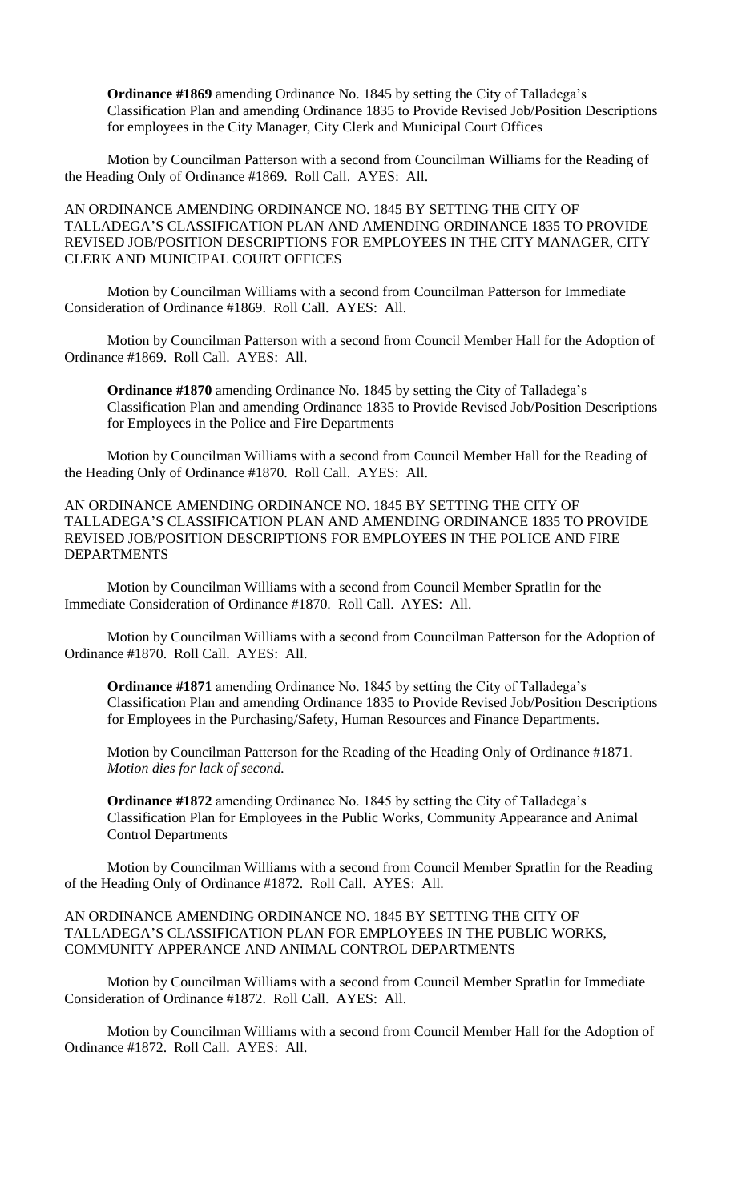**Ordinance #1869** amending Ordinance No. 1845 by setting the City of Talladega's Classification Plan and amending Ordinance 1835 to Provide Revised Job/Position Descriptions for employees in the City Manager, City Clerk and Municipal Court Offices

Motion by Councilman Patterson with a second from Councilman Williams for the Reading of the Heading Only of Ordinance #1869. Roll Call. AYES: All.

AN ORDINANCE AMENDING ORDINANCE NO. 1845 BY SETTING THE CITY OF TALLADEGA'S CLASSIFICATION PLAN AND AMENDING ORDINANCE 1835 TO PROVIDE REVISED JOB/POSITION DESCRIPTIONS FOR EMPLOYEES IN THE CITY MANAGER, CITY CLERK AND MUNICIPAL COURT OFFICES

Motion by Councilman Williams with a second from Councilman Patterson for Immediate Consideration of Ordinance #1869. Roll Call. AYES: All.

Motion by Councilman Patterson with a second from Council Member Hall for the Adoption of Ordinance #1869. Roll Call. AYES: All.

**Ordinance #1870** amending Ordinance No. 1845 by setting the City of Talladega's Classification Plan and amending Ordinance 1835 to Provide Revised Job/Position Descriptions for Employees in the Police and Fire Departments

Motion by Councilman Williams with a second from Council Member Hall for the Reading of the Heading Only of Ordinance #1870. Roll Call. AYES: All.

AN ORDINANCE AMENDING ORDINANCE NO. 1845 BY SETTING THE CITY OF TALLADEGA'S CLASSIFICATION PLAN AND AMENDING ORDINANCE 1835 TO PROVIDE REVISED JOB/POSITION DESCRIPTIONS FOR EMPLOYEES IN THE POLICE AND FIRE DEPARTMENTS

Motion by Councilman Williams with a second from Council Member Spratlin for the Immediate Consideration of Ordinance #1870. Roll Call. AYES: All.

Motion by Councilman Williams with a second from Councilman Patterson for the Adoption of Ordinance #1870. Roll Call. AYES: All.

**Ordinance #1871** amending Ordinance No. 1845 by setting the City of Talladega's Classification Plan and amending Ordinance 1835 to Provide Revised Job/Position Descriptions for Employees in the Purchasing/Safety, Human Resources and Finance Departments.

Motion by Councilman Patterson for the Reading of the Heading Only of Ordinance #1871. *Motion dies for lack of second.*

**Ordinance #1872** amending Ordinance No. 1845 by setting the City of Talladega's Classification Plan for Employees in the Public Works, Community Appearance and Animal Control Departments

Motion by Councilman Williams with a second from Council Member Spratlin for the Reading of the Heading Only of Ordinance #1872. Roll Call. AYES: All.

AN ORDINANCE AMENDING ORDINANCE NO. 1845 BY SETTING THE CITY OF TALLADEGA'S CLASSIFICATION PLAN FOR EMPLOYEES IN THE PUBLIC WORKS, COMMUNITY APPERANCE AND ANIMAL CONTROL DEPARTMENTS

Motion by Councilman Williams with a second from Council Member Spratlin for Immediate Consideration of Ordinance #1872. Roll Call. AYES: All.

Motion by Councilman Williams with a second from Council Member Hall for the Adoption of Ordinance #1872. Roll Call. AYES: All.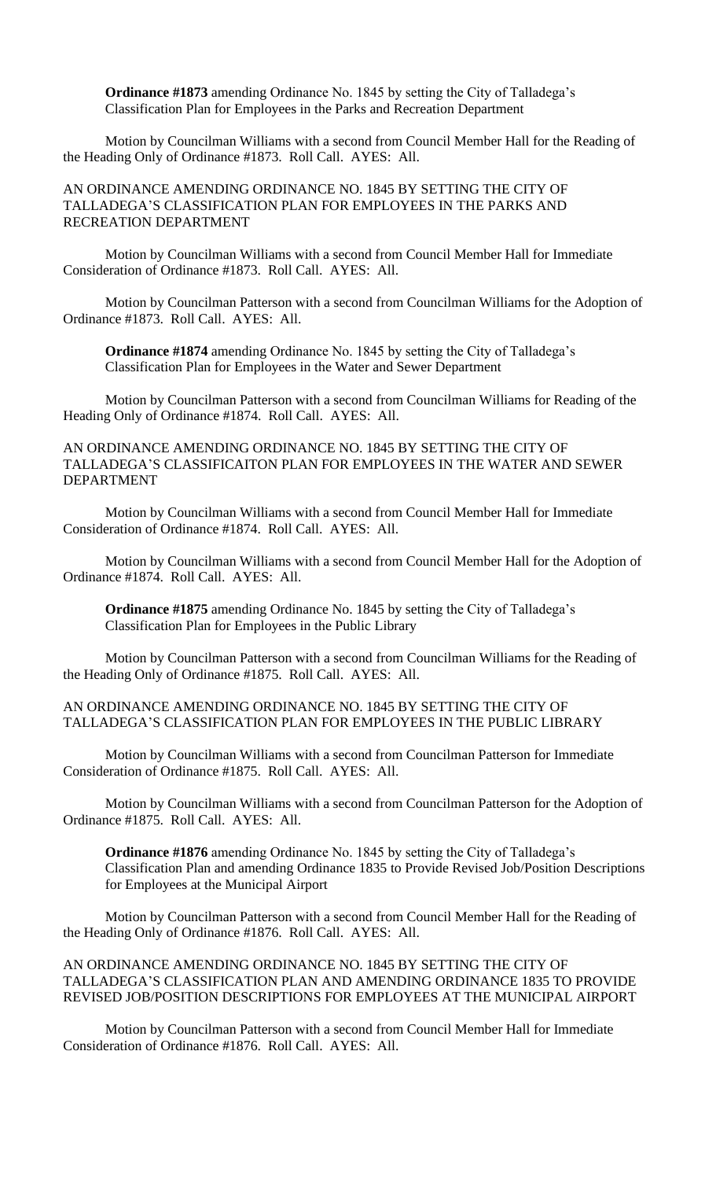**Ordinance #1873** amending Ordinance No. 1845 by setting the City of Talladega's Classification Plan for Employees in the Parks and Recreation Department

Motion by Councilman Williams with a second from Council Member Hall for the Reading of the Heading Only of Ordinance #1873. Roll Call. AYES: All.

AN ORDINANCE AMENDING ORDINANCE NO. 1845 BY SETTING THE CITY OF TALLADEGA'S CLASSIFICATION PLAN FOR EMPLOYEES IN THE PARKS AND RECREATION DEPARTMENT

Motion by Councilman Williams with a second from Council Member Hall for Immediate Consideration of Ordinance #1873. Roll Call. AYES: All.

Motion by Councilman Patterson with a second from Councilman Williams for the Adoption of Ordinance #1873. Roll Call. AYES: All.

**Ordinance #1874** amending Ordinance No. 1845 by setting the City of Talladega's Classification Plan for Employees in the Water and Sewer Department

Motion by Councilman Patterson with a second from Councilman Williams for Reading of the Heading Only of Ordinance #1874. Roll Call. AYES: All.

AN ORDINANCE AMENDING ORDINANCE NO. 1845 BY SETTING THE CITY OF TALLADEGA'S CLASSIFICAITON PLAN FOR EMPLOYEES IN THE WATER AND SEWER DEPARTMENT

Motion by Councilman Williams with a second from Council Member Hall for Immediate Consideration of Ordinance #1874. Roll Call. AYES: All.

Motion by Councilman Williams with a second from Council Member Hall for the Adoption of Ordinance #1874. Roll Call. AYES: All.

**Ordinance #1875** amending Ordinance No. 1845 by setting the City of Talladega's Classification Plan for Employees in the Public Library

Motion by Councilman Patterson with a second from Councilman Williams for the Reading of the Heading Only of Ordinance #1875. Roll Call. AYES: All.

AN ORDINANCE AMENDING ORDINANCE NO. 1845 BY SETTING THE CITY OF TALLADEGA'S CLASSIFICATION PLAN FOR EMPLOYEES IN THE PUBLIC LIBRARY

Motion by Councilman Williams with a second from Councilman Patterson for Immediate Consideration of Ordinance #1875. Roll Call. AYES: All.

Motion by Councilman Williams with a second from Councilman Patterson for the Adoption of Ordinance #1875. Roll Call. AYES: All.

**Ordinance #1876** amending Ordinance No. 1845 by setting the City of Talladega's Classification Plan and amending Ordinance 1835 to Provide Revised Job/Position Descriptions for Employees at the Municipal Airport

Motion by Councilman Patterson with a second from Council Member Hall for the Reading of the Heading Only of Ordinance #1876. Roll Call. AYES: All.

AN ORDINANCE AMENDING ORDINANCE NO. 1845 BY SETTING THE CITY OF TALLADEGA'S CLASSIFICATION PLAN AND AMENDING ORDINANCE 1835 TO PROVIDE REVISED JOB/POSITION DESCRIPTIONS FOR EMPLOYEES AT THE MUNICIPAL AIRPORT

Motion by Councilman Patterson with a second from Council Member Hall for Immediate Consideration of Ordinance #1876. Roll Call. AYES: All.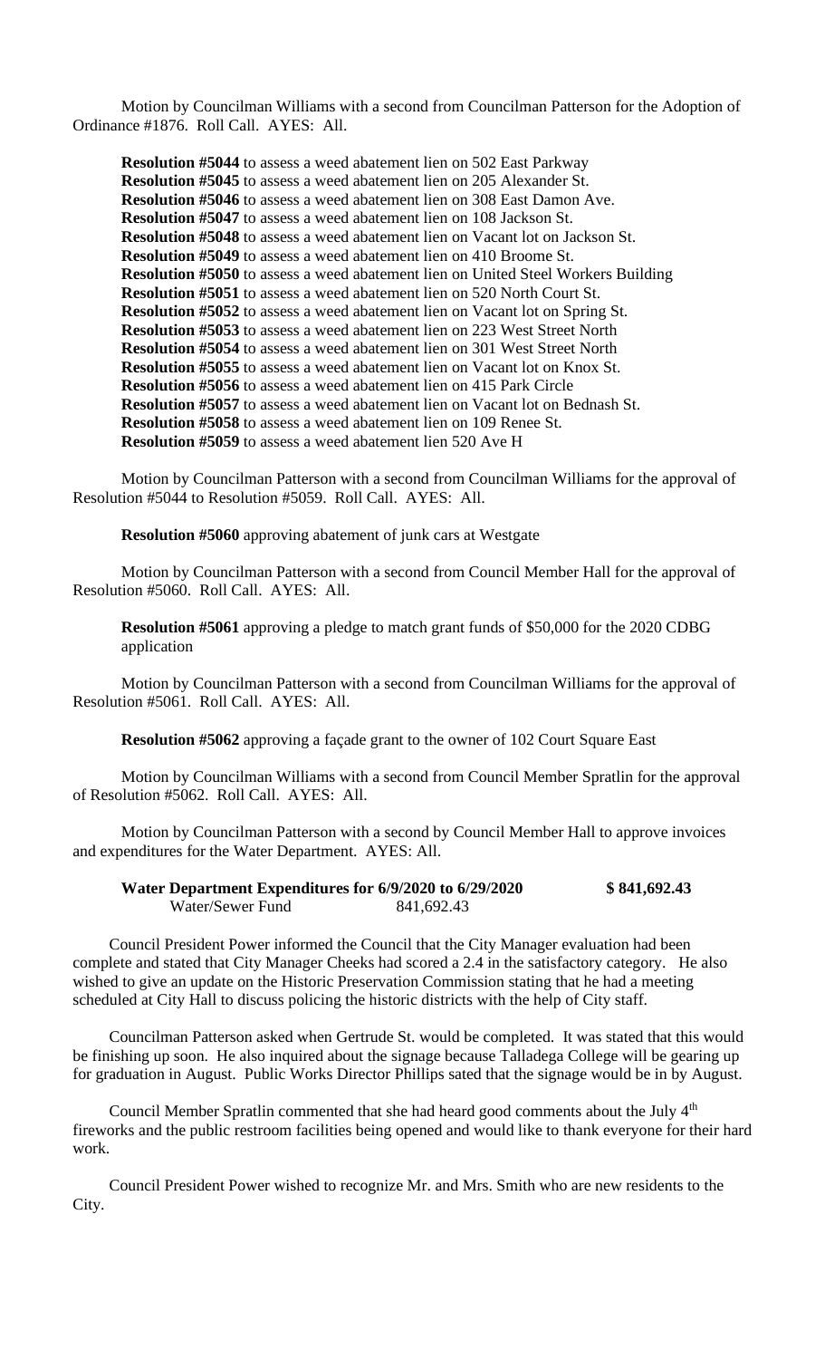Motion by Councilman Williams with a second from Councilman Patterson for the Adoption of Ordinance #1876. Roll Call. AYES: All.

**Resolution #5044** to assess a weed abatement lien on 502 East Parkway
**Resolution #5045** to assess a weed abatement lien on 205 Alexander St.
**Resolution #5046** to assess a weed abatement lien on 308 East Damon Ave.
**Resolution #5047** to assess a weed abatement lien on 108 Jackson St.
**Resolution #5048** to assess a weed abatement lien on Vacant lot on Jackson St.
**Resolution #5049** to assess a weed abatement lien on 410 Broome St.
**Resolution #5050** to assess a weed abatement lien on United Steel Workers Building
**Resolution #5051** to assess a weed abatement lien on 520 North Court St.
**Resolution #5052** to assess a weed abatement lien on Vacant lot on Spring St.
**Resolution #5053** to assess a weed abatement lien on 223 West Street North
**Resolution #5054** to assess a weed abatement lien on 301 West Street North
**Resolution #5055** to assess a weed abatement lien on Vacant lot on Knox St.
**Resolution #5056** to assess a weed abatement lien on 415 Park Circle
**Resolution #5057** to assess a weed abatement lien on Vacant lot on Bednash St.
**Resolution #5058** to assess a weed abatement lien on 109 Renee St.
**Resolution #5059** to assess a weed abatement lien 520 Ave H

Motion by Councilman Patterson with a second from Councilman Williams for the approval of Resolution #5044 to Resolution #5059. Roll Call. AYES: All.

**Resolution #5060** approving abatement of junk cars at Westgate

Motion by Councilman Patterson with a second from Council Member Hall for the approval of Resolution #5060. Roll Call. AYES: All.

**Resolution #5061** approving a pledge to match grant funds of $50,000 for the 2020 CDBG application

Motion by Councilman Patterson with a second from Councilman Williams for the approval of Resolution #5061. Roll Call. AYES: All.

**Resolution #5062** approving a façade grant to the owner of 102 Court Square East

Motion by Councilman Williams with a second from Council Member Spratlin for the approval of Resolution #5062. Roll Call. AYES: All.

Motion by Councilman Patterson with a second by Council Member Hall to approve invoices and expenditures for the Water Department. AYES: All.

**Water Department Expenditures for 6/9/2020 to 6/29/2020 $ 841,692.43**
Water/Sewer Fund 841,692.43

Council President Power informed the Council that the City Manager evaluation had been complete and stated that City Manager Cheeks had scored a 2.4 in the satisfactory category. He also wished to give an update on the Historic Preservation Commission stating that he had a meeting scheduled at City Hall to discuss policing the historic districts with the help of City staff.

Councilman Patterson asked when Gertrude St. would be completed. It was stated that this would be finishing up soon. He also inquired about the signage because Talladega College will be gearing up for graduation in August. Public Works Director Phillips sated that the signage would be in by August.

Council Member Spratlin commented that she had heard good comments about the July 4th fireworks and the public restroom facilities being opened and would like to thank everyone for their hard work.

Council President Power wished to recognize Mr. and Mrs. Smith who are new residents to the City.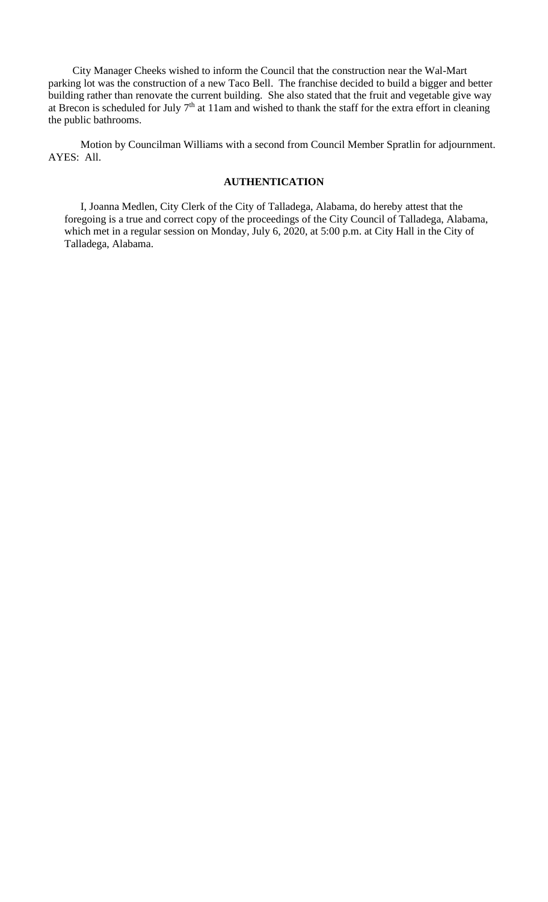City Manager Cheeks wished to inform the Council that the construction near the Wal-Mart parking lot was the construction of a new Taco Bell. The franchise decided to build a bigger and better building rather than renovate the current building. She also stated that the fruit and vegetable give way at Brecon is scheduled for July 7th at 11am and wished to thank the staff for the extra effort in cleaning the public bathrooms.

Motion by Councilman Williams with a second from Council Member Spratlin for adjournment. AYES: All.

**AUTHENTICATION**

I, Joanna Medlen, City Clerk of the City of Talladega, Alabama, do hereby attest that the foregoing is a true and correct copy of the proceedings of the City Council of Talladega, Alabama, which met in a regular session on Monday, July 6, 2020, at 5:00 p.m. at City Hall in the City of Talladega, Alabama.